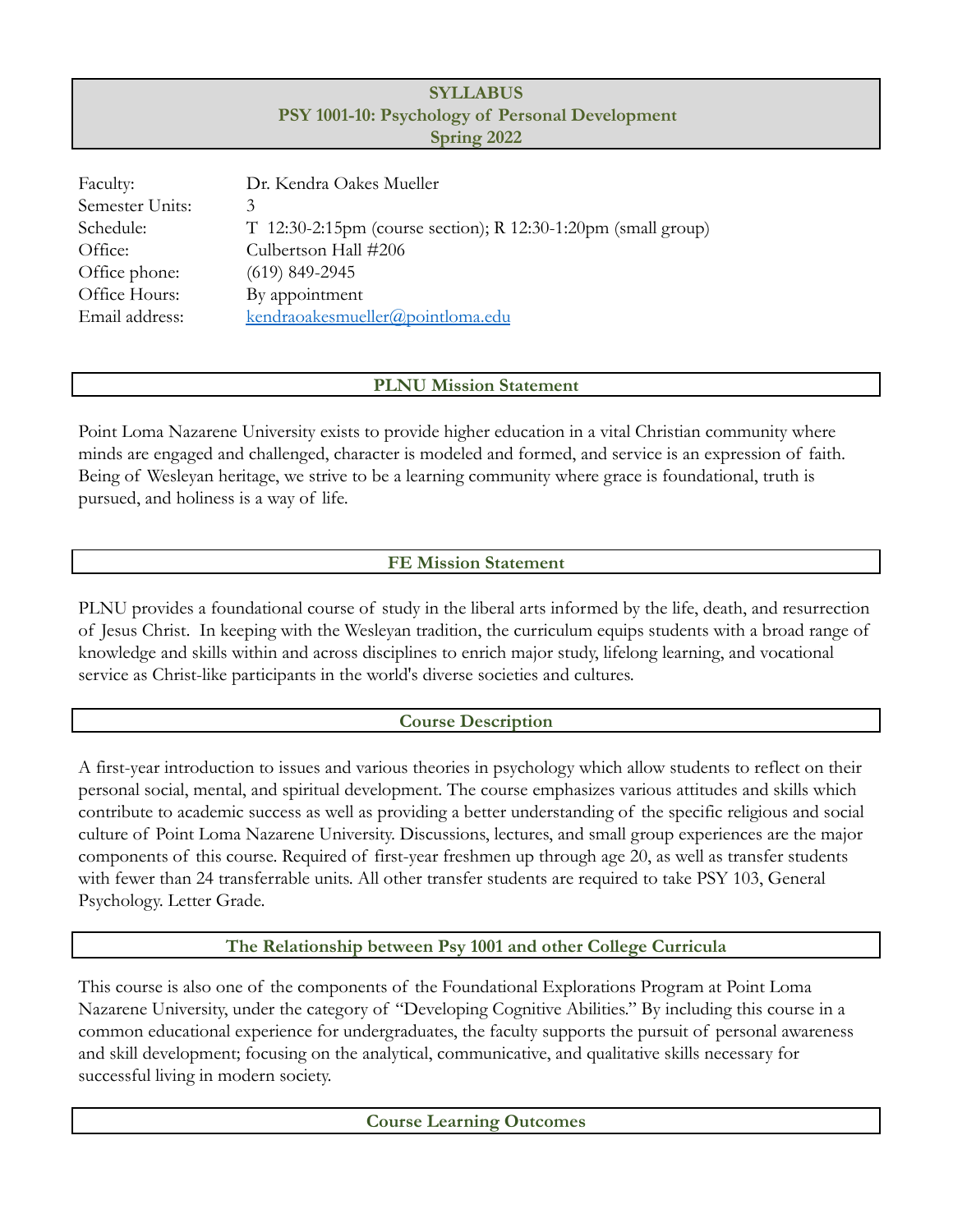# SYLLABUS
## PSY 1001-10: Psychology of Personal Development
## Spring 2022

| | |
|---|---|
| Faculty: | Dr. Kendra Oakes Mueller |
| Semester Units: | 3 |
| Schedule: | T 12:30-2:15pm (course section); R 12:30-1:20pm (small group) |
| Office: | Culbertson Hall #206 |
| Office phone: | (619) 849-2945 |
| Office Hours: | By appointment |
| Email address: | kendraoakesmueller@pointloma.edu |

## PLNU Mission Statement

Point Loma Nazarene University exists to provide higher education in a vital Christian community where minds are engaged and challenged, character is modeled and formed, and service is an expression of faith. Being of Wesleyan heritage, we strive to be a learning community where grace is foundational, truth is pursued, and holiness is a way of life.

## FE Mission Statement

PLNU provides a foundational course of study in the liberal arts informed by the life, death, and resurrection of Jesus Christ. In keeping with the Wesleyan tradition, the curriculum equips students with a broad range of knowledge and skills within and across disciplines to enrich major study, lifelong learning, and vocational service as Christ-like participants in the world's diverse societies and cultures.

## Course Description

A first-year introduction to issues and various theories in psychology which allow students to reflect on their personal social, mental, and spiritual development. The course emphasizes various attitudes and skills which contribute to academic success as well as providing a better understanding of the specific religious and social culture of Point Loma Nazarene University. Discussions, lectures, and small group experiences are the major components of this course. Required of first-year freshmen up through age 20, as well as transfer students with fewer than 24 transferrable units. All other transfer students are required to take PSY 103, General Psychology. Letter Grade.

## The Relationship between Psy 1001 and other College Curricula

This course is also one of the components of the Foundational Explorations Program at Point Loma Nazarene University, under the category of "Developing Cognitive Abilities." By including this course in a common educational experience for undergraduates, the faculty supports the pursuit of personal awareness and skill development; focusing on the analytical, communicative, and qualitative skills necessary for successful living in modern society.

## Course Learning Outcomes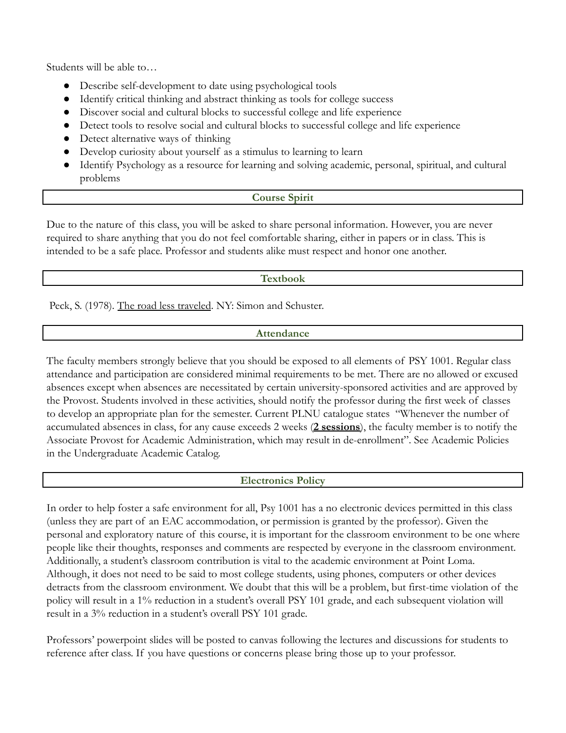Students will be able to…

- Describe self-development to date using psychological tools
- Identify critical thinking and abstract thinking as tools for college success
- Discover social and cultural blocks to successful college and life experience
- Detect tools to resolve social and cultural blocks to successful college and life experience
- Detect alternative ways of thinking
- Develop curiosity about yourself as a stimulus to learning to learn
- Identify Psychology as a resource for learning and solving academic, personal, spiritual, and cultural problems

## Course Spirit

Due to the nature of this class, you will be asked to share personal information. However, you are never required to share anything that you do not feel comfortable sharing, either in papers or in class. This is intended to be a safe place. Professor and students alike must respect and honor one another.

## Textbook

Peck, S. (1978). The road less traveled. NY: Simon and Schuster.

## Attendance

The faculty members strongly believe that you should be exposed to all elements of PSY 1001. Regular class attendance and participation are considered minimal requirements to be met. There are no allowed or excused absences except when absences are necessitated by certain university-sponsored activities and are approved by the Provost. Students involved in these activities, should notify the professor during the first week of classes to develop an appropriate plan for the semester. Current PLNU catalogue states "Whenever the number of accumulated absences in class, for any cause exceeds 2 weeks (**2 sessions**), the faculty member is to notify the Associate Provost for Academic Administration, which may result in de-enrollment". See Academic Policies in the Undergraduate Academic Catalog.

## Electronics Policy

In order to help foster a safe environment for all, Psy 1001 has a no electronic devices permitted in this class (unless they are part of an EAC accommodation, or permission is granted by the professor). Given the personal and exploratory nature of this course, it is important for the classroom environment to be one where people like their thoughts, responses and comments are respected by everyone in the classroom environment. Additionally, a student's classroom contribution is vital to the academic environment at Point Loma. Although, it does not need to be said to most college students, using phones, computers or other devices detracts from the classroom environment. We doubt that this will be a problem, but first-time violation of the policy will result in a 1% reduction in a student's overall PSY 101 grade, and each subsequent violation will result in a 3% reduction in a student's overall PSY 101 grade.

Professors' powerpoint slides will be posted to canvas following the lectures and discussions for students to reference after class. If you have questions or concerns please bring those up to your professor.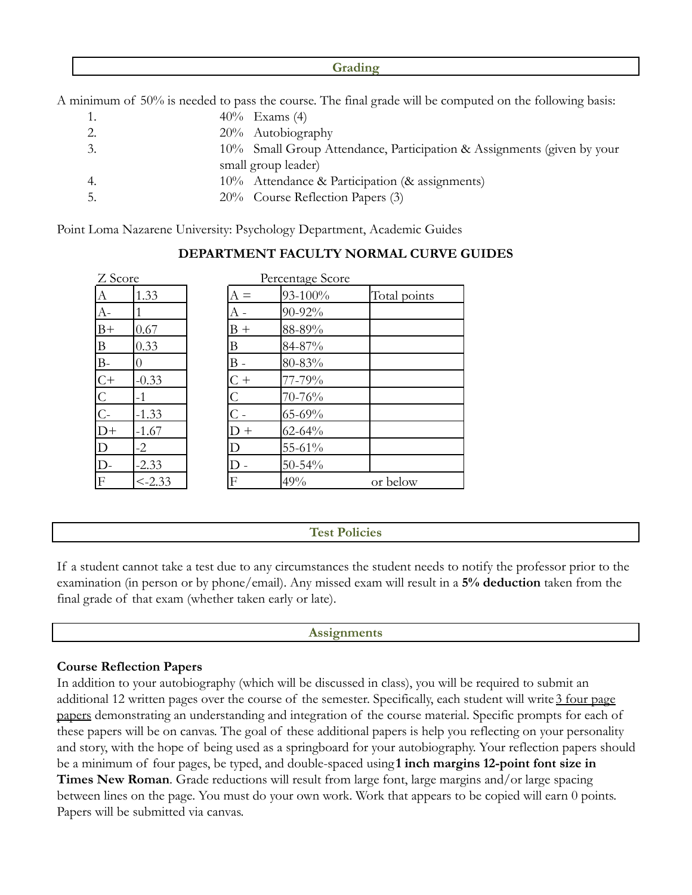## Grading

A minimum of 50% is needed to pass the course. The final grade will be computed on the following basis:

1. 40% Exams (4)
2. 20% Autobiography
3. 10% Small Group Attendance, Participation & Assignments (given by your small group leader)
4. 10% Attendance & Participation (& assignments)
5. 20% Course Reflection Papers (3)

Point Loma Nazarene University: Psychology Department, Academic Guides

**DEPARTMENT FACULTY NORMAL CURVE GUIDES**

Z Score

| | |
|---|---|
| A | 1.33 |
| A- | 1 |
| B+ | 0.67 |
| B | 0.33 |
| B- | 0 |
| C+ | -0.33 |
| C | -1 |
| C- | -1.33 |
| D+ | -1.67 |
| D | -2 |
| D- | -2.33 |
| F | <-2.33 |

Percentage Score

| | | |
|---|---|---|
| A = | 93-100% | Total points |
| A - | 90-92% | |
| B + | 88-89% | |
| B | 84-87% | |
| B - | 80-83% | |
| C + | 77-79% | |
| C | 70-76% | |
| C - | 65-69% | |
| D + | 62-64% | |
| D | 55-61% | |
| D - | 50-54% | |
| F | 49% | or below |

## Test Policies

If a student cannot take a test due to any circumstances the student needs to notify the professor prior to the examination (in person or by phone/email). Any missed exam will result in a **5% deduction** taken from the final grade of that exam (whether taken early or late).

## Assignments

**Course Reflection Papers**

In addition to your autobiography (which will be discussed in class), you will be required to submit an additional 12 written pages over the course of the semester. Specifically, each student will write 3 four page papers demonstrating an understanding and integration of the course material. Specific prompts for each of these papers will be on canvas. The goal of these additional papers is help you reflecting on your personality and story, with the hope of being used as a springboard for your autobiography. Your reflection papers should be a minimum of four pages, be typed, and double-spaced using **1 inch margins 12-point font size in Times New Roman**. Grade reductions will result from large font, large margins and/or large spacing between lines on the page. You must do your own work. Work that appears to be copied will earn 0 points. Papers will be submitted via canvas.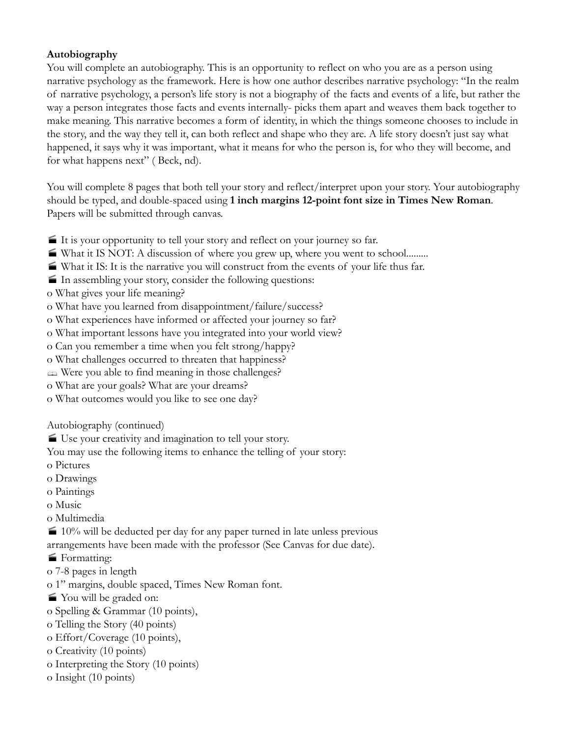**Autobiography**

You will complete an autobiography. This is an opportunity to reflect on who you are as a person using narrative psychology as the framework. Here is how one author describes narrative psychology: "In the realm of narrative psychology, a person's life story is not a biography of the facts and events of a life, but rather the way a person integrates those facts and events internally- picks them apart and weaves them back together to make meaning. This narrative becomes a form of identity, in which the things someone chooses to include in the story, and the way they tell it, can both reflect and shape who they are. A life story doesn't just say what happened, it says why it was important, what it means for who the person is, for who they will become, and for what happens next" ( Beck, nd).

You will complete 8 pages that both tell your story and reflect/interpret upon your story. Your autobiography should be typed, and double-spaced using **1 inch margins 12-point font size in Times New Roman**. Papers will be submitted through canvas.

- It is your opportunity to tell your story and reflect on your journey so far.
- What it IS NOT: A discussion of where you grew up, where you went to school.........
- What it IS: It is the narrative you will construct from the events of your life thus far.
- In assembling your story, consider the following questions:
  - What gives your life meaning?
  - What have you learned from disappointment/failure/success?
  - What experiences have informed or affected your journey so far?
  - What important lessons have you integrated into your world view?
  - Can you remember a time when you felt strong/happy?
  - What challenges occurred to threaten that happiness?
    - Were you able to find meaning in those challenges?
  - What are your goals? What are your dreams?
  - What outcomes would you like to see one day?

Autobiography (continued)

- Use your creativity and imagination to tell your story.

You may use the following items to enhance the telling of your story:

- Pictures
- Drawings
- Paintings
- Music
- Multimedia

- 10% will be deducted per day for any paper turned in late unless previous arrangements have been made with the professor (See Canvas for due date).
- Formatting:
  - 7-8 pages in length
  - 1" margins, double spaced, Times New Roman font.
- You will be graded on:
  - Spelling & Grammar (10 points),
  - Telling the Story (40 points)
  - Effort/Coverage (10 points),
  - Creativity (10 points)
  - Interpreting the Story (10 points)
  - Insight (10 points)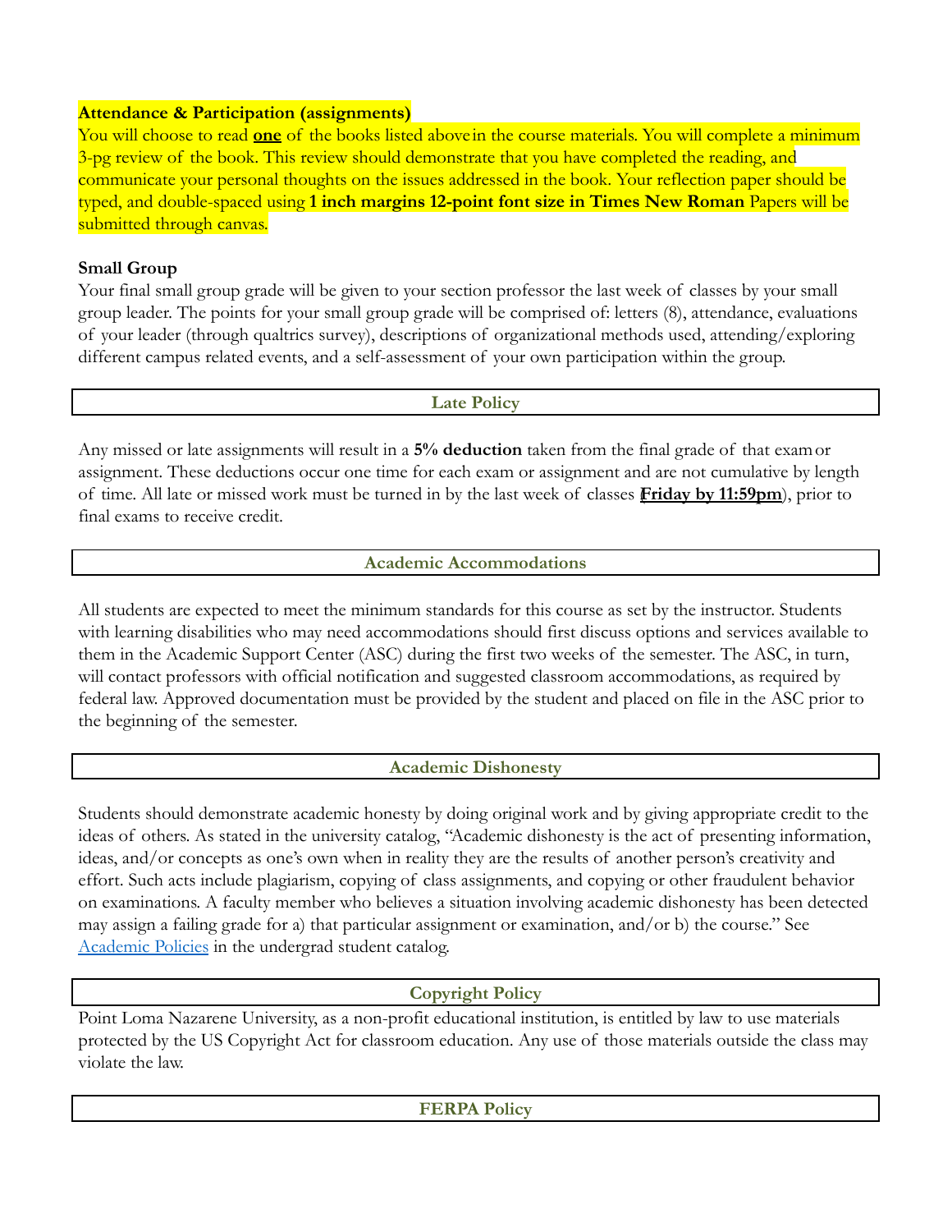**Attendance & Participation (assignments)**

You will choose to read **one** of the books listed above in the course materials. You will complete a minimum 3-pg review of the book. This review should demonstrate that you have completed the reading, and communicate your personal thoughts on the issues addressed in the book. Your reflection paper should be typed, and double-spaced using **1 inch margins 12-point font size in Times New Roman** Papers will be submitted through canvas.

**Small Group**

Your final small group grade will be given to your section professor the last week of classes by your small group leader. The points for your small group grade will be comprised of: letters (8), attendance, evaluations of your leader (through qualtrics survey), descriptions of organizational methods used, attending/exploring different campus related events, and a self-assessment of your own participation within the group.

## Late Policy

Any missed or late assignments will result in a **5% deduction** taken from the final grade of that exam or assignment. These deductions occur one time for each exam or assignment and are not cumulative by length of time. All late or missed work must be turned in by the last week of classes (**Friday by 11:59pm**), prior to final exams to receive credit.

## Academic Accommodations

All students are expected to meet the minimum standards for this course as set by the instructor. Students with learning disabilities who may need accommodations should first discuss options and services available to them in the Academic Support Center (ASC) during the first two weeks of the semester. The ASC, in turn, will contact professors with official notification and suggested classroom accommodations, as required by federal law. Approved documentation must be provided by the student and placed on file in the ASC prior to the beginning of the semester.

## Academic Dishonesty

Students should demonstrate academic honesty by doing original work and by giving appropriate credit to the ideas of others. As stated in the university catalog, "Academic dishonesty is the act of presenting information, ideas, and/or concepts as one's own when in reality they are the results of another person's creativity and effort. Such acts include plagiarism, copying of class assignments, and copying or other fraudulent behavior on examinations. A faculty member who believes a situation involving academic dishonesty has been detected may assign a failing grade for a) that particular assignment or examination, and/or b) the course." See Academic Policies in the undergrad student catalog.

## Copyright Policy

Point Loma Nazarene University, as a non-profit educational institution, is entitled by law to use materials protected by the US Copyright Act for classroom education. Any use of those materials outside the class may violate the law.

## FERPA Policy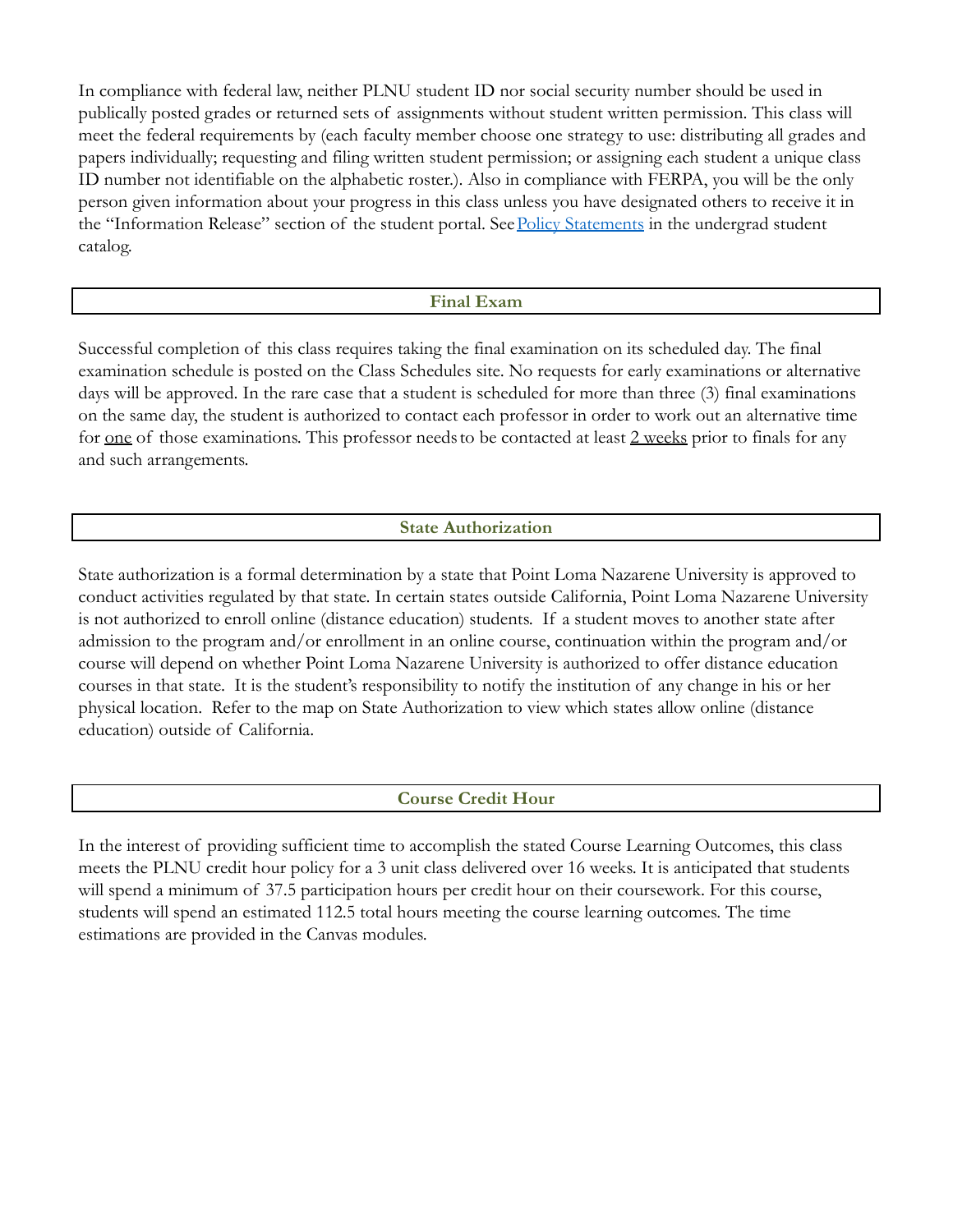In compliance with federal law, neither PLNU student ID nor social security number should be used in publically posted grades or returned sets of assignments without student written permission. This class will meet the federal requirements by (each faculty member choose one strategy to use: distributing all grades and papers individually; requesting and filing written student permission; or assigning each student a unique class ID number not identifiable on the alphabetic roster.). Also in compliance with FERPA, you will be the only person given information about your progress in this class unless you have designated others to receive it in the "Information Release" section of the student portal. See [Policy Statements](#) in the undergrad student catalog.

## Final Exam

Successful completion of this class requires taking the final examination on its scheduled day. The final examination schedule is posted on the Class Schedules site. No requests for early examinations or alternative days will be approved. In the rare case that a student is scheduled for more than three (3) final examinations on the same day, the student is authorized to contact each professor in order to work out an alternative time for <u>one</u> of those examinations. This professor needs to be contacted at least <u>2 weeks</u> prior to finals for any and such arrangements.

## State Authorization

State authorization is a formal determination by a state that Point Loma Nazarene University is approved to conduct activities regulated by that state. In certain states outside California, Point Loma Nazarene University is not authorized to enroll online (distance education) students. If a student moves to another state after admission to the program and/or enrollment in an online course, continuation within the program and/or course will depend on whether Point Loma Nazarene University is authorized to offer distance education courses in that state. It is the student's responsibility to notify the institution of any change in his or her physical location. Refer to the map on State Authorization to view which states allow online (distance education) outside of California.

## Course Credit Hour

In the interest of providing sufficient time to accomplish the stated Course Learning Outcomes, this class meets the PLNU credit hour policy for a 3 unit class delivered over 16 weeks. It is anticipated that students will spend a minimum of 37.5 participation hours per credit hour on their coursework. For this course, students will spend an estimated 112.5 total hours meeting the course learning outcomes. The time estimations are provided in the Canvas modules.